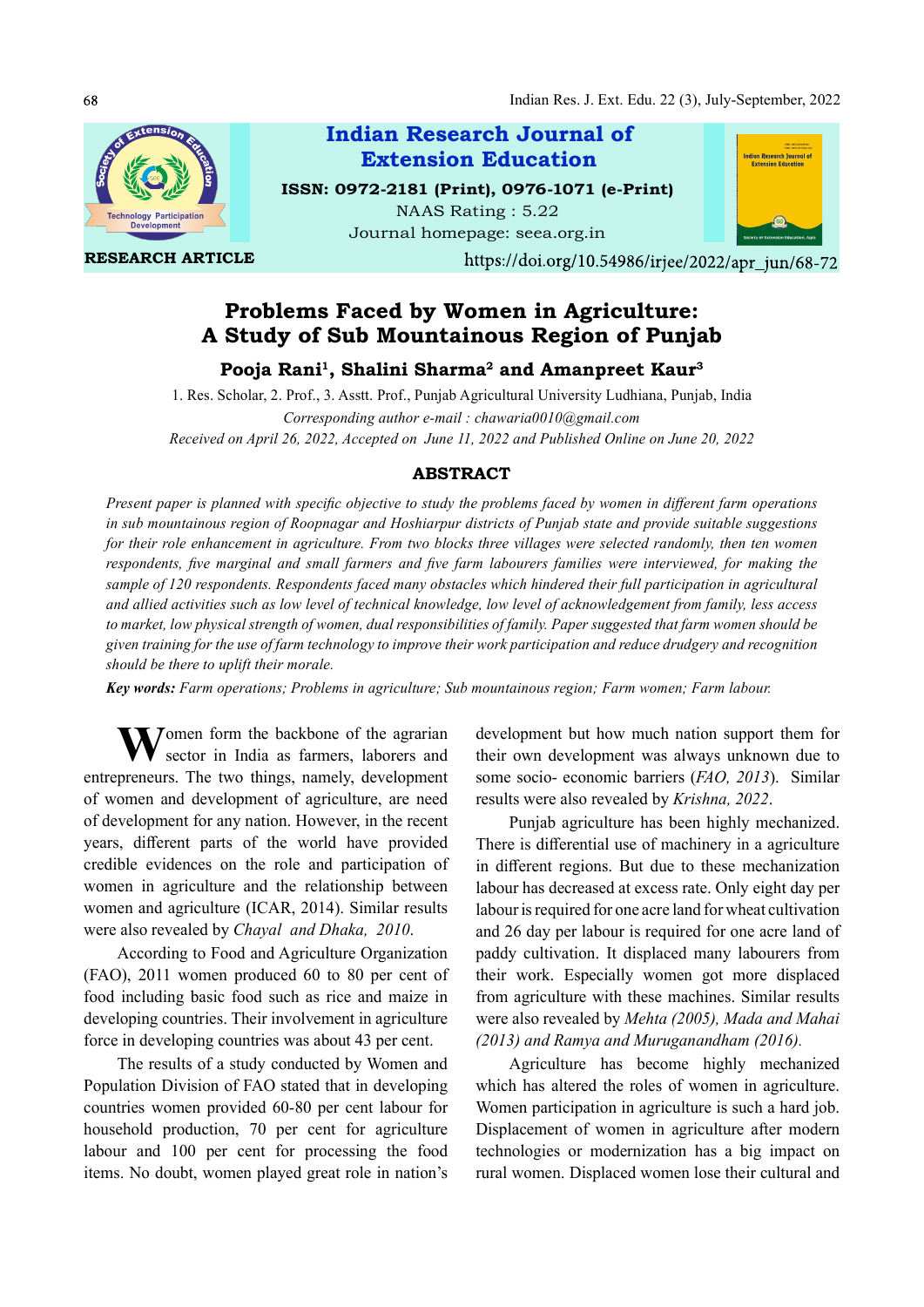Indian Research Journal of Extension Education

ISSN: 0972-2181 (Print), 0976-1071 (e-Print)

NAAS Rating : 5.22

Journal homepage: seea.org.in

**RESEARCH ARTICLE**

https://doi.org/10.54986/irjee/2022/apr_jun/68-72

# Problems Faced by Women in Agriculture: A Study of Sub Mountainous Region of Punjab

**Pooja Rani[1], Shalini Sharma[2] and Amanpreet Kaur[3]**

1. Res. Scholar, 2. Prof., 3. Asstt. Prof., Punjab Agricultural University Ludhiana, Punjab, India

*Corresponding author e-mail : chawaria0010@gmail.com*

*Received on April 26, 2022, Accepted on June 11, 2022 and Published Online on June 20, 2022*

## ABSTRACT

*Present paper is planned with specific objective to study the problems faced by women in different farm operations in sub mountainous region of Roopnagar and Hoshiarpur districts of Punjab state and provide suitable suggestions for their role enhancement in agriculture. From two blocks three villages were selected randomly, then ten women respondents, five marginal and small farmers and five farm labourers families were interviewed, for making the sample of 120 respondents. Respondents faced many obstacles which hindered their full participation in agricultural and allied activities such as low level of technical knowledge, low level of acknowledgement from family, less access to market, low physical strength of women, dual responsibilities of family. Paper suggested that farm women should be given training for the use of farm technology to improve their work participation and reduce drudgery and recognition should be there to uplift their morale.*

***Key words:*** *Farm operations; Problems in agriculture; Sub mountainous region; Farm women; Farm labour.*

Women form the backbone of the agrarian sector in India as farmers, laborers and entrepreneurs. The two things, namely, development of women and development of agriculture, are need of development for any nation. However, in the recent years, different parts of the world have provided credible evidences on the role and participation of women in agriculture and the relationship between women and agriculture (ICAR, 2014). Similar results were also revealed by *Chayal and Dhaka, 2010*.

According to Food and Agriculture Organization (FAO), 2011 women produced 60 to 80 per cent of food including basic food such as rice and maize in developing countries. Their involvement in agriculture force in developing countries was about 43 per cent.

The results of a study conducted by Women and Population Division of FAO stated that in developing countries women provided 60-80 per cent labour for household production, 70 per cent for agriculture labour and 100 per cent for processing the food items. No doubt, women played great role in nation's development but how much nation support them for their own development was always unknown due to some socio- economic barriers (*FAO, 2013*). Similar results were also revealed by *Krishna, 2022*.

Punjab agriculture has been highly mechanized. There is differential use of machinery in a agriculture in different regions. But due to these mechanization labour has decreased at excess rate. Only eight day per labour is required for one acre land for wheat cultivation and 26 day per labour is required for one acre land of paddy cultivation. It displaced many labourers from their work. Especially women got more displaced from agriculture with these machines. Similar results were also revealed by *Mehta (2005), Mada and Mahai (2013) and Ramya and Muruganandham (2016).*

Agriculture has become highly mechanized which has altered the roles of women in agriculture. Women participation in agriculture is such a hard job. Displacement of women in agriculture after modern technologies or modernization has a big impact on rural women. Displaced women lose their cultural and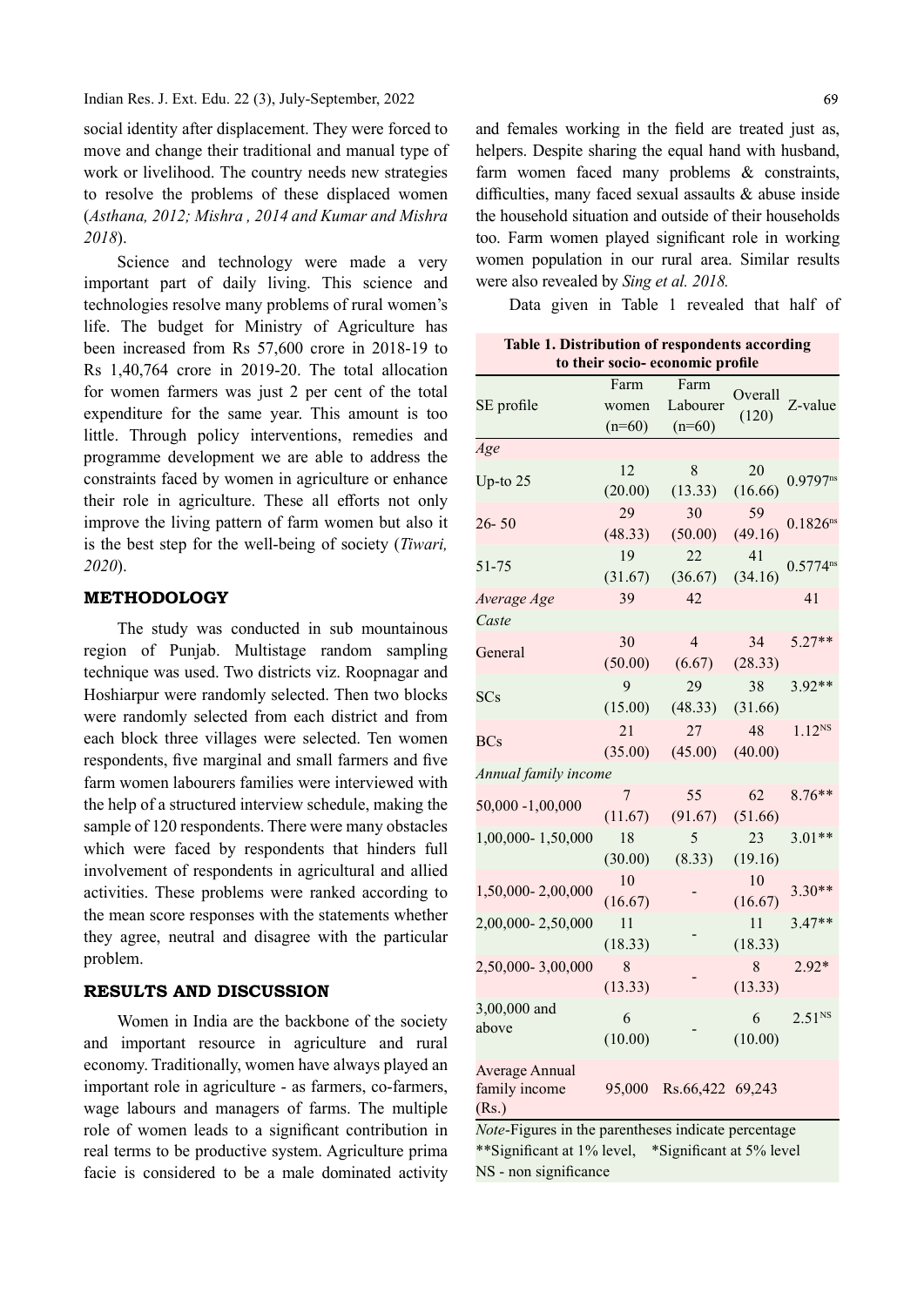social identity after displacement. They were forced to move and change their traditional and manual type of work or livelihood. The country needs new strategies to resolve the problems of these displaced women (*Asthana, 2012; Mishra , 2014 and Kumar and Mishra 2018*).

Science and technology were made a very important part of daily living. This science and technologies resolve many problems of rural women's life. The budget for Ministry of Agriculture has been increased from Rs 57,600 crore in 2018-19 to Rs 1,40,764 crore in 2019-20. The total allocation for women farmers was just 2 per cent of the total expenditure for the same year. This amount is too little. Through policy interventions, remedies and programme development we are able to address the constraints faced by women in agriculture or enhance their role in agriculture. These all efforts not only improve the living pattern of farm women but also it is the best step for the well-being of society (*Tiwari, 2020*).

## METHODOLOGY

The study was conducted in sub mountainous region of Punjab. Multistage random sampling technique was used. Two districts viz. Roopnagar and Hoshiarpur were randomly selected. Then two blocks were randomly selected from each district and from each block three villages were selected. Ten women respondents, five marginal and small farmers and five farm women labourers families were interviewed with the help of a structured interview schedule, making the sample of 120 respondents. There were many obstacles which were faced by respondents that hinders full involvement of respondents in agricultural and allied activities. These problems were ranked according to the mean score responses with the statements whether they agree, neutral and disagree with the particular problem.

## RESULTS AND DISCUSSION

Women in India are the backbone of the society and important resource in agriculture and rural economy. Traditionally, women have always played an important role in agriculture - as farmers, co-farmers, wage labours and managers of farms. The multiple role of women leads to a significant contribution in real terms to be productive system. Agriculture prima facie is considered to be a male dominated activity and females working in the field are treated just as, helpers. Despite sharing the equal hand with husband, farm women faced many problems & constraints, difficulties, many faced sexual assaults & abuse inside the household situation and outside of their households too. Farm women played significant role in working women population in our rural area. Similar results were also revealed by *Sing et al. 2018.*

Data given in Table 1 revealed that half of

**Table 1. Distribution of respondents according to their socio- economic profile**

| SE profile | Farm women (n=60) | Farm Labourer (n=60) | Overall (120) | Z-value |
|---|---|---|---|---|
| *Age* | | | | |
| Up-to 25 | 12 (20.00) | 8 (13.33) | 20 (16.66) | 0.9797[ns] |
| 26- 50 | 29 (48.33) | 30 (50.00) | 59 (49.16) | 0.1826[ns] |
| 51-75 | 19 (31.67) | 22 (36.67) | 41 (34.16) | 0.5774[ns] |
| *Average Age* | 39 | 42 | | 41 |
| *Caste* | | | | |
| General | 30 (50.00) | 4 (6.67) | 34 (28.33) | 5.27** |
| SCs | 9 (15.00) | 29 (48.33) | 38 (31.66) | 3.92** |
| BCs | 21 (35.00) | 27 (45.00) | 48 (40.00) | 1.12[NS] |
| *Annual family income* | | | | |
| 50,000 -1,00,000 | 7 (11.67) | 55 (91.67) | 62 (51.66) | 8.76** |
| 1,00,000- 1,50,000 | 18 (30.00) | 5 (8.33) | 23 (19.16) | 3.01** |
| 1,50,000- 2,00,000 | 10 (16.67) | - | 10 (16.67) | 3.30** |
| 2,00,000- 2,50,000 | 11 (18.33) | - | 11 (18.33) | 3.47** |
| 2,50,000- 3,00,000 | 8 (13.33) | - | 8 (13.33) | 2.92* |
| 3,00,000 and above | 6 (10.00) | - | 6 (10.00) | 2.51[NS] |
| Average Annual family income (Rs.) | 95,000 | Rs.66,422 | 69,243 | |

*Note*-Figures in the parentheses indicate percentage
**Significant at 1% level, *Significant at 5% level
NS - non significance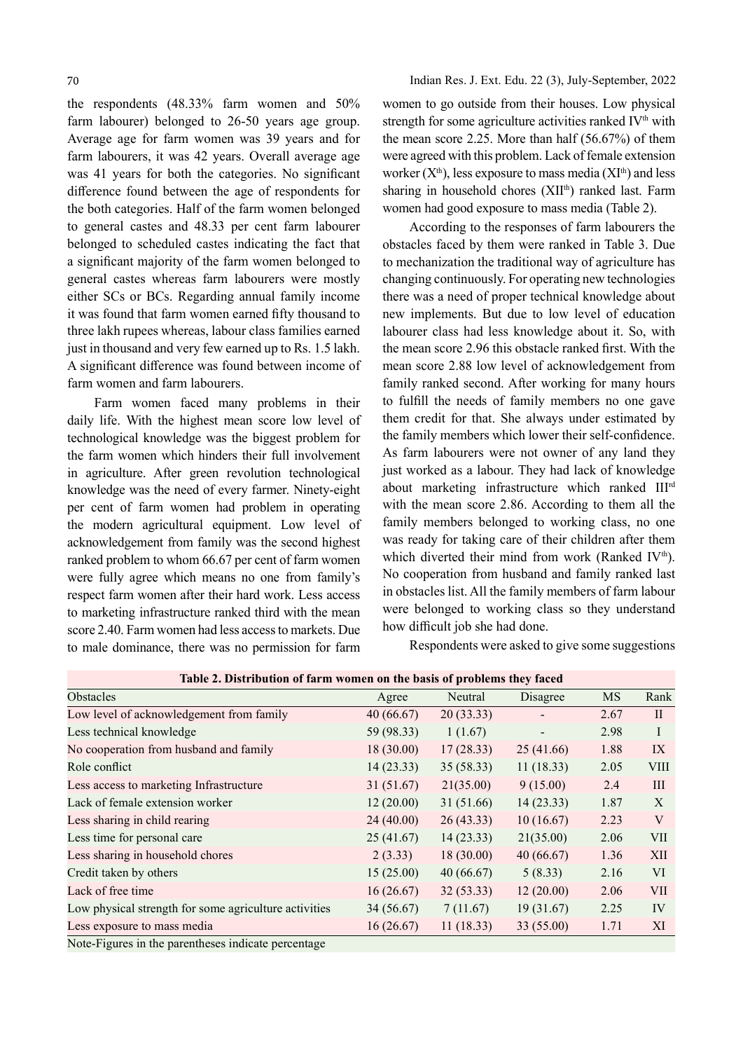the respondents (48.33% farm women and 50% farm labourer) belonged to 26-50 years age group. Average age for farm women was 39 years and for farm labourers, it was 42 years. Overall average age was 41 years for both the categories. No significant difference found between the age of respondents for the both categories. Half of the farm women belonged to general castes and 48.33 per cent farm labourer belonged to scheduled castes indicating the fact that a significant majority of the farm women belonged to general castes whereas farm labourers were mostly either SCs or BCs. Regarding annual family income it was found that farm women earned fifty thousand to three lakh rupees whereas, labour class families earned just in thousand and very few earned up to Rs. 1.5 lakh. A significant difference was found between income of farm women and farm labourers.

Farm women faced many problems in their daily life. With the highest mean score low level of technological knowledge was the biggest problem for the farm women which hinders their full involvement in agriculture. After green revolution technological knowledge was the need of every farmer. Ninety-eight per cent of farm women had problem in operating the modern agricultural equipment. Low level of acknowledgement from family was the second highest ranked problem to whom 66.67 per cent of farm women were fully agree which means no one from family's respect farm women after their hard work. Less access to marketing infrastructure ranked third with the mean score 2.40. Farm women had less access to markets. Due to male dominance, there was no permission for farm women to go outside from their houses. Low physical strength for some agriculture activities ranked IV[th] with the mean score 2.25. More than half (56.67%) of them were agreed with this problem. Lack of female extension worker (X[th]), less exposure to mass media (XI[th]) and less sharing in household chores (XII[th]) ranked last. Farm women had good exposure to mass media (Table 2).

According to the responses of farm labourers the obstacles faced by them were ranked in Table 3. Due to mechanization the traditional way of agriculture has changing continuously. For operating new technologies there was a need of proper technical knowledge about new implements. But due to low level of education labourer class had less knowledge about it. So, with the mean score 2.96 this obstacle ranked first. With the mean score 2.88 low level of acknowledgement from family ranked second. After working for many hours to fulfill the needs of family members no one gave them credit for that. She always under estimated by the family members which lower their self-confidence. As farm labourers were not owner of any land they just worked as a labour. They had lack of knowledge about marketing infrastructure which ranked III[rd] with the mean score 2.86. According to them all the family members belonged to working class, no one was ready for taking care of their children after them which diverted their mind from work (Ranked IV[th]). No cooperation from husband and family ranked last in obstacles list. All the family members of farm labour were belonged to working class so they understand how difficult job she had done.

Respondents were asked to give some suggestions

**Table 2. Distribution of farm women on the basis of problems they faced**

| Obstacles | Agree | Neutral | Disagree | MS | Rank |
|---|---|---|---|---|---|
| Low level of acknowledgement from family | 40 (66.67) | 20 (33.33) | - | 2.67 | II |
| Less technical knowledge | 59 (98.33) | 1 (1.67) | - | 2.98 | I |
| No cooperation from husband and family | 18 (30.00) | 17 (28.33) | 25 (41.66) | 1.88 | IX |
| Role conflict | 14 (23.33) | 35 (58.33) | 11 (18.33) | 2.05 | VIII |
| Less access to marketing Infrastructure | 31 (51.67) | 21(35.00) | 9 (15.00) | 2.4 | III |
| Lack of female extension worker | 12 (20.00) | 31 (51.66) | 14 (23.33) | 1.87 | X |
| Less sharing in child rearing | 24 (40.00) | 26 (43.33) | 10 (16.67) | 2.23 | V |
| Less time for personal care | 25 (41.67) | 14 (23.33) | 21(35.00) | 2.06 | VII |
| Less sharing in household chores | 2 (3.33) | 18 (30.00) | 40 (66.67) | 1.36 | XII |
| Credit taken by others | 15 (25.00) | 40 (66.67) | 5 (8.33) | 2.16 | VI |
| Lack of free time | 16 (26.67) | 32 (53.33) | 12 (20.00) | 2.06 | VII |
| Low physical strength for some agriculture activities | 34 (56.67) | 7 (11.67) | 19 (31.67) | 2.25 | IV |
| Less exposure to mass media | 16 (26.67) | 11 (18.33) | 33 (55.00) | 1.71 | XI |

Note-Figures in the parentheses indicate percentage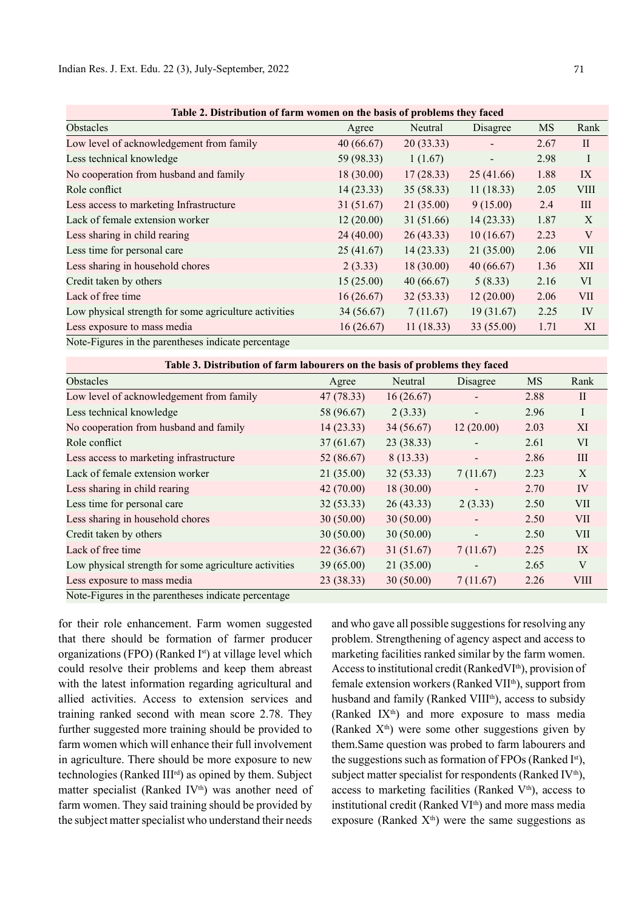**Table 2. Distribution of farm women on the basis of problems they faced**

| Obstacles | Agree | Neutral | Disagree | MS | Rank |
|---|---|---|---|---|---|
| Low level of acknowledgement from family | 40 (66.67) | 20 (33.33) | - | 2.67 | II |
| Less technical knowledge | 59 (98.33) | 1 (1.67) | - | 2.98 | I |
| No cooperation from husband and family | 18 (30.00) | 17 (28.33) | 25 (41.66) | 1.88 | IX |
| Role conflict | 14 (23.33) | 35 (58.33) | 11 (18.33) | 2.05 | VIII |
| Less access to marketing Infrastructure | 31 (51.67) | 21 (35.00) | 9 (15.00) | 2.4 | III |
| Lack of female extension worker | 12 (20.00) | 31 (51.66) | 14 (23.33) | 1.87 | X |
| Less sharing in child rearing | 24 (40.00) | 26 (43.33) | 10 (16.67) | 2.23 | V |
| Less time for personal care | 25 (41.67) | 14 (23.33) | 21 (35.00) | 2.06 | VII |
| Less sharing in household chores | 2 (3.33) | 18 (30.00) | 40 (66.67) | 1.36 | XII |
| Credit taken by others | 15 (25.00) | 40 (66.67) | 5 (8.33) | 2.16 | VI |
| Lack of free time | 16 (26.67) | 32 (53.33) | 12 (20.00) | 2.06 | VII |
| Low physical strength for some agriculture activities | 34 (56.67) | 7 (11.67) | 19 (31.67) | 2.25 | IV |
| Less exposure to mass media | 16 (26.67) | 11 (18.33) | 33 (55.00) | 1.71 | XI |

Note-Figures in the parentheses indicate percentage

**Table 3. Distribution of farm labourers on the basis of problems they faced**

| Obstacles | Agree | Neutral | Disagree | MS | Rank |
|---|---|---|---|---|---|
| Low level of acknowledgement from family | 47 (78.33) | 16 (26.67) | - | 2.88 | II |
| Less technical knowledge | 58 (96.67) | 2 (3.33) | - | 2.96 | I |
| No cooperation from husband and family | 14 (23.33) | 34 (56.67) | 12 (20.00) | 2.03 | XI |
| Role conflict | 37 (61.67) | 23 (38.33) | - | 2.61 | VI |
| Less access to marketing infrastructure | 52 (86.67) | 8 (13.33) | - | 2.86 | III |
| Lack of female extension worker | 21 (35.00) | 32 (53.33) | 7 (11.67) | 2.23 | X |
| Less sharing in child rearing | 42 (70.00) | 18 (30.00) | - | 2.70 | IV |
| Less time for personal care | 32 (53.33) | 26 (43.33) | 2 (3.33) | 2.50 | VII |
| Less sharing in household chores | 30 (50.00) | 30 (50.00) | - | 2.50 | VII |
| Credit taken by others | 30 (50.00) | 30 (50.00) | - | 2.50 | VII |
| Lack of free time | 22 (36.67) | 31 (51.67) | 7 (11.67) | 2.25 | IX |
| Low physical strength for some agriculture activities | 39 (65.00) | 21 (35.00) | - | 2.65 | V |
| Less exposure to mass media | 23 (38.33) | 30 (50.00) | 7 (11.67) | 2.26 | VIII |

Note-Figures in the parentheses indicate percentage

for their role enhancement. Farm women suggested that there should be formation of farmer producer organizations (FPO) (Ranked I[st]) at village level which could resolve their problems and keep them abreast with the latest information regarding agricultural and allied activities. Access to extension services and training ranked second with mean score 2.78. They further suggested more training should be provided to farm women which will enhance their full involvement in agriculture. There should be more exposure to new technologies (Ranked III[rd]) as opined by them. Subject matter specialist (Ranked IV[th]) was another need of farm women. They said training should be provided by the subject matter specialist who understand their needs and who gave all possible suggestions for resolving any problem. Strengthening of agency aspect and access to marketing facilities ranked similar by the farm women. Access to institutional credit (RankedVI[th]), provision of female extension workers (Ranked VII[th]), support from husband and family (Ranked VIII[th]), access to subsidy (Ranked IX[th]) and more exposure to mass media (Ranked X[th]) were some other suggestions given by them.Same question was probed to farm labourers and the suggestions such as formation of FPOs (Ranked I[st]), subject matter specialist for respondents (Ranked IV[th]), access to marketing facilities (Ranked V[th]), access to institutional credit (Ranked VI[th]) and more mass media exposure (Ranked X[th]) were the same suggestions as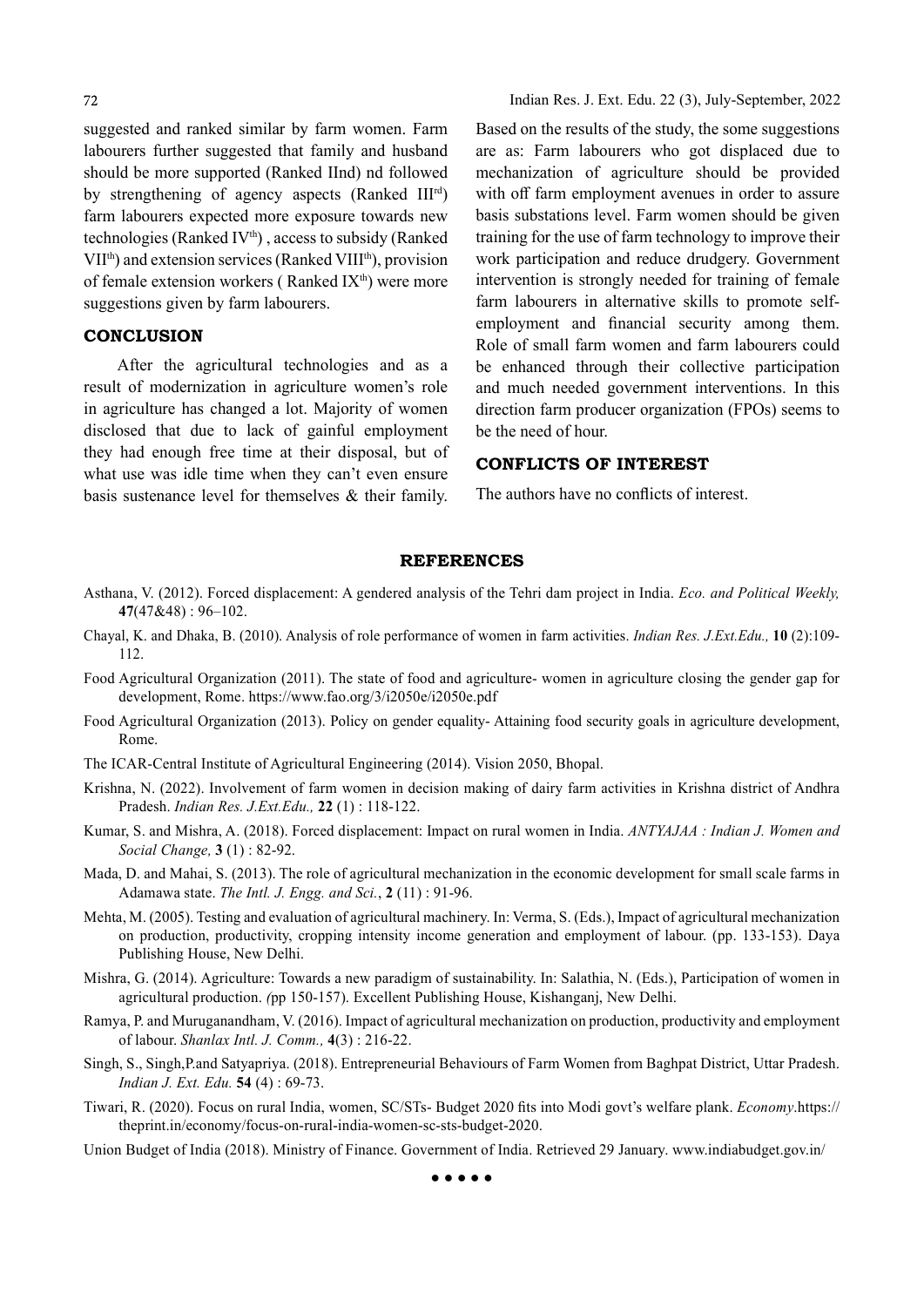suggested and ranked similar by farm women. Farm labourers further suggested that family and husband should be more supported (Ranked IInd) nd followed by strengthening of agency aspects (Ranked III[rd]) farm labourers expected more exposure towards new technologies (Ranked IV[th]) , access to subsidy (Ranked VII[th]) and extension services (Ranked VIII[th]), provision of female extension workers ( Ranked IX[th]) were more suggestions given by farm labourers.

## CONCLUSION

After the agricultural technologies and as a result of modernization in agriculture women's role in agriculture has changed a lot. Majority of women disclosed that due to lack of gainful employment they had enough free time at their disposal, but of what use was idle time when they can't even ensure basis sustenance level for themselves & their family. Based on the results of the study, the some suggestions are as: Farm labourers who got displaced due to mechanization of agriculture should be provided with off farm employment avenues in order to assure basis substations level. Farm women should be given training for the use of farm technology to improve their work participation and reduce drudgery. Government intervention is strongly needed for training of female farm labourers in alternative skills to promote self-employment and financial security among them. Role of small farm women and farm labourers could be enhanced through their collective participation and much needed government interventions. In this direction farm producer organization (FPOs) seems to be the need of hour.

## CONFLICTS OF INTEREST

The authors have no conflicts of interest.

## REFERENCES

Asthana, V. (2012). Forced displacement: A gendered analysis of the Tehri dam project in India. *Eco. and Political Weekly,* **47**(47&48) : 96–102.

Chayal, K. and Dhaka, B. (2010). Analysis of role performance of women in farm activities. *Indian Res. J.Ext.Edu.,* **10** (2):109-112.

Food Agricultural Organization (2011). The state of food and agriculture- women in agriculture closing the gender gap for development, Rome. https://www.fao.org/3/i2050e/i2050e.pdf

Food Agricultural Organization (2013). Policy on gender equality- Attaining food security goals in agriculture development, Rome.

The ICAR-Central Institute of Agricultural Engineering (2014). Vision 2050, Bhopal.

Krishna, N. (2022). Involvement of farm women in decision making of dairy farm activities in Krishna district of Andhra Pradesh. *Indian Res. J.Ext.Edu.,* **22** (1) : 118-122.

Kumar, S. and Mishra, A. (2018). Forced displacement: Impact on rural women in India. *ANTYAJAA : Indian J. Women and Social Change,* **3** (1) : 82-92.

Mada, D. and Mahai, S. (2013). The role of agricultural mechanization in the economic development for small scale farms in Adamawa state. *The Intl. J. Engg. and Sci.*, **2** (11) : 91-96.

Mehta, M. (2005). Testing and evaluation of agricultural machinery. In: Verma, S. (Eds.), Impact of agricultural mechanization on production, productivity, cropping intensity income generation and employment of labour. (pp. 133-153). Daya Publishing House, New Delhi.

Mishra, G. (2014). Agriculture: Towards a new paradigm of sustainability. In: Salathia, N. (Eds.), Participation of women in agricultural production. *(*pp 150-157). Excellent Publishing House, Kishanganj, New Delhi.

Ramya, P. and Muruganandham, V. (2016). Impact of agricultural mechanization on production, productivity and employment of labour. *Shanlax Intl. J. Comm.,* **4**(3) : 216-22.

Singh, S., Singh,P.and Satyapriya. (2018). Entrepreneurial Behaviours of Farm Women from Baghpat District, Uttar Pradesh. *Indian J. Ext. Edu.* **54** (4) : 69-73.

Tiwari, R. (2020). Focus on rural India, women, SC/STs- Budget 2020 fits into Modi govt's welfare plank. *Economy*.https://theprint.in/economy/focus-on-rural-india-women-sc-sts-budget-2020.

Union Budget of India (2018). Ministry of Finance. Government of India. Retrieved 29 January. www.indiabudget.gov.in/

• • • • •